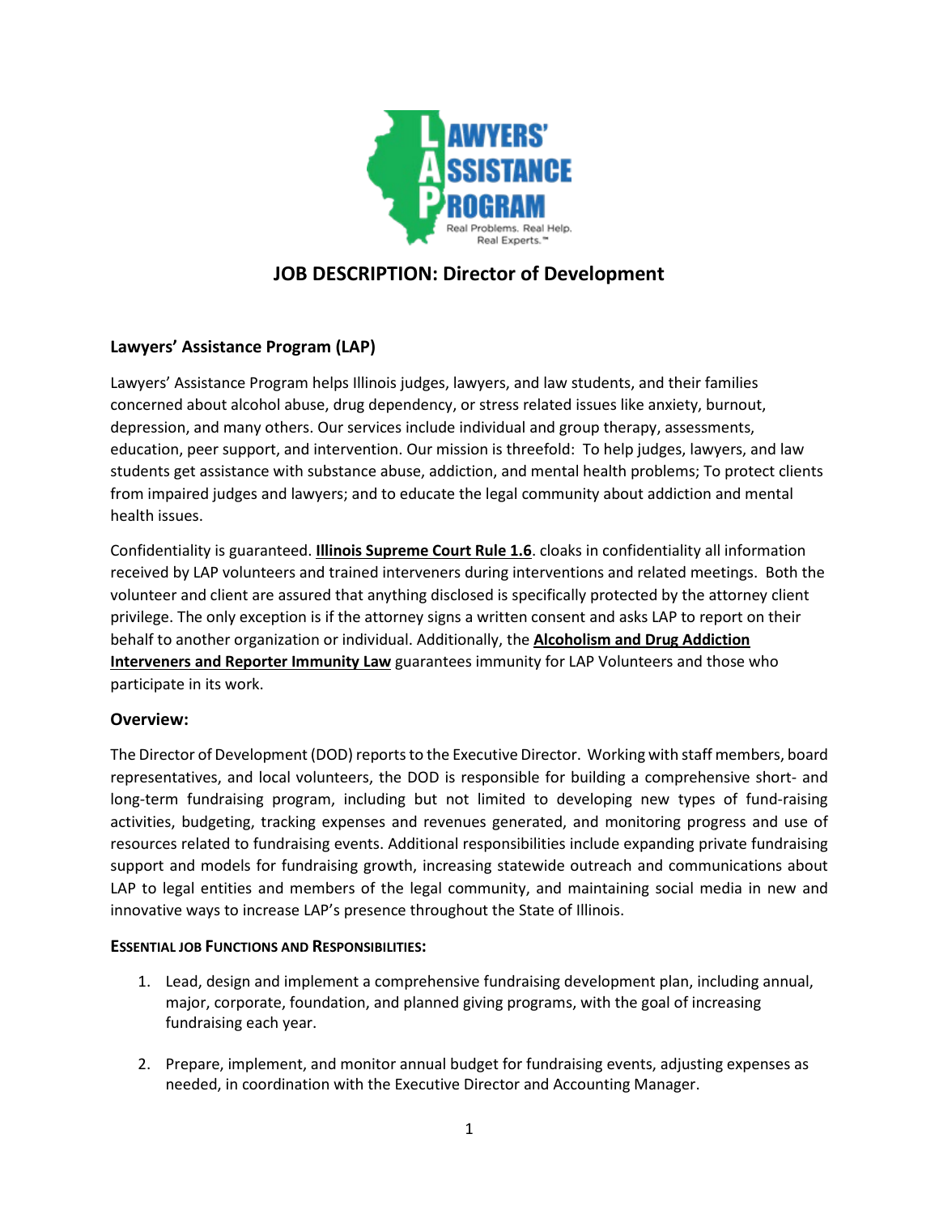# JOB DESCRIPTION: Director of Development

## Lawyers' Assistance Program (LAP)

Lawyers' Assistance Program helps Illinois judges, lawyers, and law students, and their families concerned about alcohol abuse, drug dependency, or stress related issues like anxiety, burnout, depression, and many others. Our services include individual and group therapy, assessments, education, peer support, and intervention. Our mission is threefold: To help judges, lawyers, and law students get assistance with substance abuse, addiction, and mental health problems; To protect clients from impaired judges and lawyers; and to educate the legal community about addiction and mental health issues.

Confidentiality is guaranteed. **Illinois Supreme Court Rule 1.6**. cloaks in confidentiality all information received by LAP volunteers and trained interveners during interventions and related meetings. Both the volunteer and client are assured that anything disclosed is specifically protected by the attorney client privilege. The only exception is if the attorney signs a written consent and asks LAP to report on their behalf to another organization or individual. Additionally, the **Alcoholism and Drug Addiction Interveners and Reporter Immunity Law** guarantees immunity for LAP Volunteers and those who participate in its work.

## Overview:

The Director of Development (DOD) reports to the Executive Director. Working with staff members, board representatives, and local volunteers, the DOD is responsible for building a comprehensive short- and long-term fundraising program, including but not limited to developing new types of fund-raising activities, budgeting, tracking expenses and revenues generated, and monitoring progress and use of resources related to fundraising events. Additional responsibilities include expanding private fundraising support and models for fundraising growth, increasing statewide outreach and communications about LAP to legal entities and members of the legal community, and maintaining social media in new and innovative ways to increase LAP's presence throughout the State of Illinois.

**ESSENTIAL JOB FUNCTIONS AND RESPONSIBILITIES:**

1. Lead, design and implement a comprehensive fundraising development plan, including annual, major, corporate, foundation, and planned giving programs, with the goal of increasing fundraising each year.

2. Prepare, implement, and monitor annual budget for fundraising events, adjusting expenses as needed, in coordination with the Executive Director and Accounting Manager.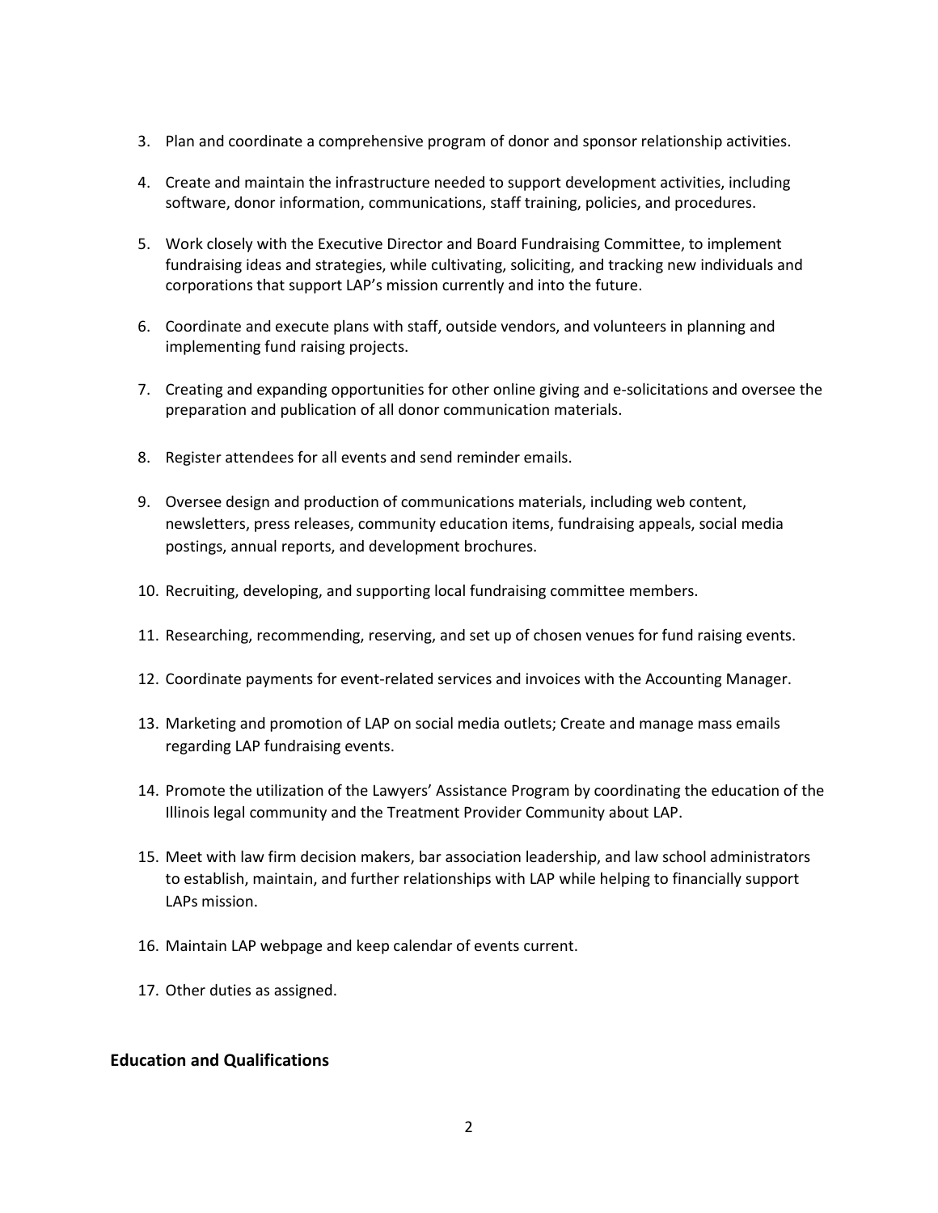3. Plan and coordinate a comprehensive program of donor and sponsor relationship activities.

4. Create and maintain the infrastructure needed to support development activities, including software, donor information, communications, staff training, policies, and procedures.

5. Work closely with the Executive Director and Board Fundraising Committee, to implement fundraising ideas and strategies, while cultivating, soliciting, and tracking new individuals and corporations that support LAP's mission currently and into the future.

6. Coordinate and execute plans with staff, outside vendors, and volunteers in planning and implementing fund raising projects.

7. Creating and expanding opportunities for other online giving and e-solicitations and oversee the preparation and publication of all donor communication materials.

8. Register attendees for all events and send reminder emails.

9. Oversee design and production of communications materials, including web content, newsletters, press releases, community education items, fundraising appeals, social media postings, annual reports, and development brochures.

10. Recruiting, developing, and supporting local fundraising committee members.

11. Researching, recommending, reserving, and set up of chosen venues for fund raising events.

12. Coordinate payments for event-related services and invoices with the Accounting Manager.

13. Marketing and promotion of LAP on social media outlets; Create and manage mass emails regarding LAP fundraising events.

14. Promote the utilization of the Lawyers' Assistance Program by coordinating the education of the Illinois legal community and the Treatment Provider Community about LAP.

15. Meet with law firm decision makers, bar association leadership, and law school administrators to establish, maintain, and further relationships with LAP while helping to financially support LAPs mission.

16. Maintain LAP webpage and keep calendar of events current.

17. Other duties as assigned.

### Education and Qualifications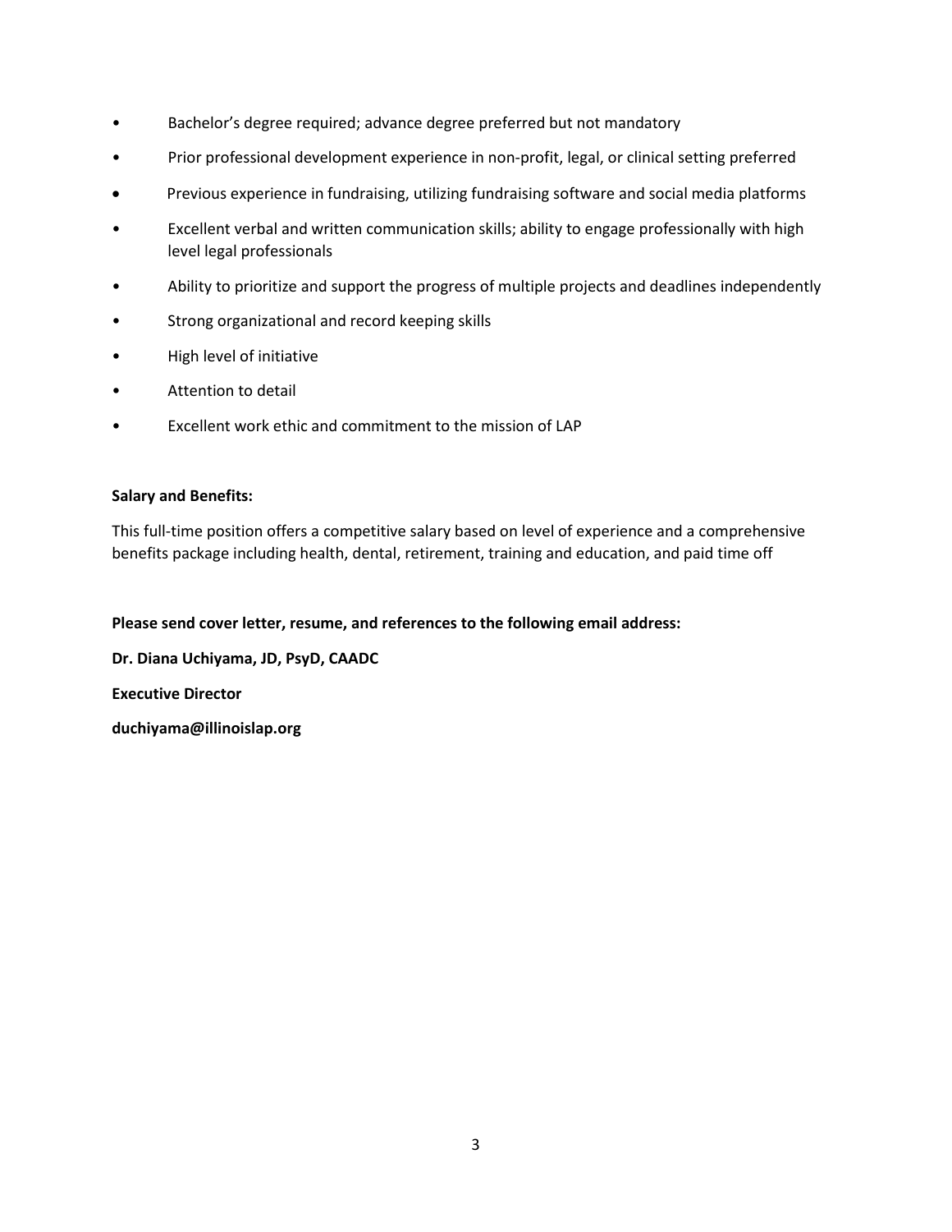- Bachelor's degree required; advance degree preferred but not mandatory
- Prior professional development experience in non-profit, legal, or clinical setting preferred
- Previous experience in fundraising, utilizing fundraising software and social media platforms
- Excellent verbal and written communication skills; ability to engage professionally with high level legal professionals
- Ability to prioritize and support the progress of multiple projects and deadlines independently
- Strong organizational and record keeping skills
- High level of initiative
- Attention to detail
- Excellent work ethic and commitment to the mission of LAP

**Salary and Benefits:**

This full-time position offers a competitive salary based on level of experience and a comprehensive benefits package including health, dental, retirement, training and education, and paid time off

**Please send cover letter, resume, and references to the following email address:**

**Dr. Diana Uchiyama, JD, PsyD, CAADC**

**Executive Director**

**duchiyama@illinoislap.org**